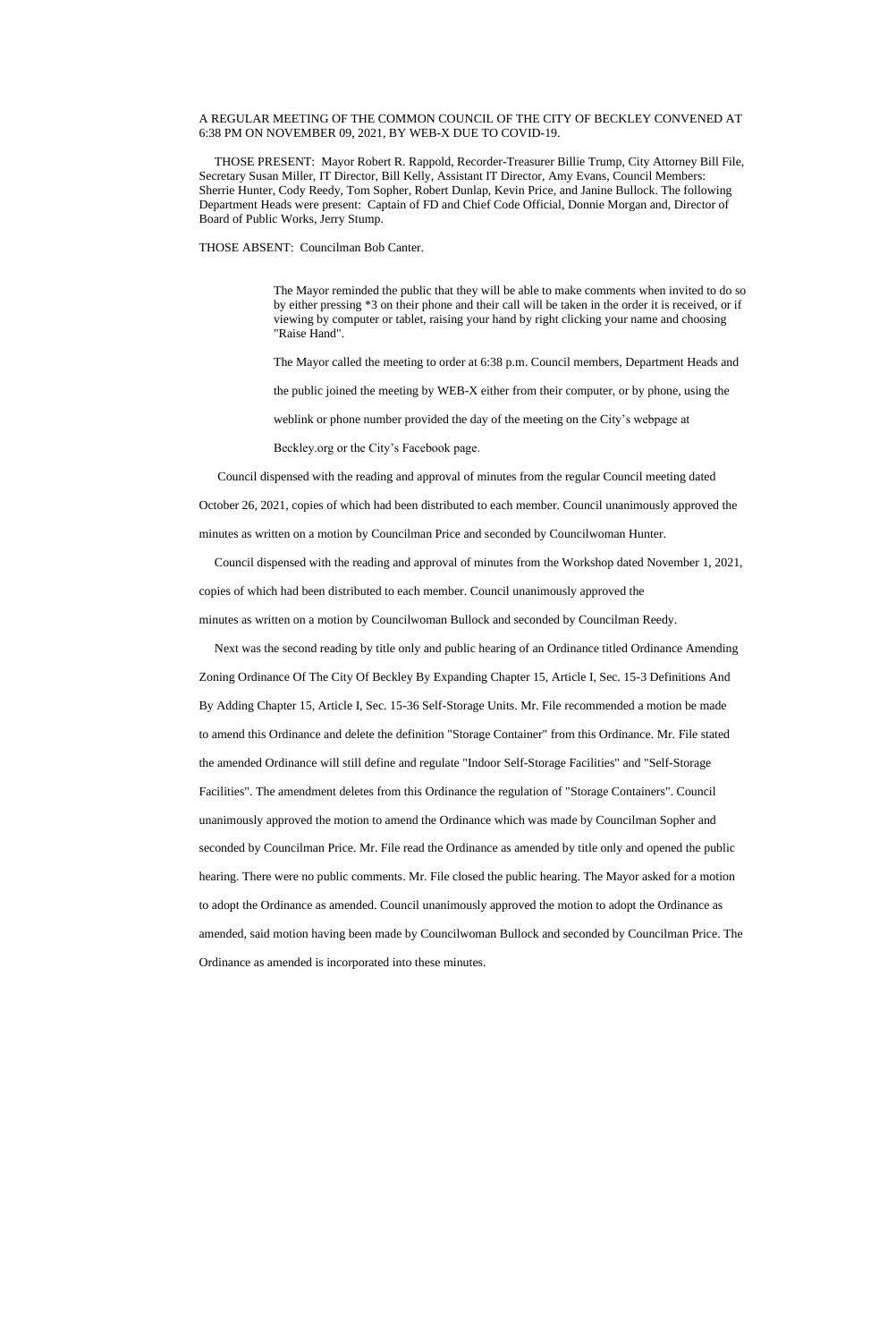A REGULAR MEETING OF THE COMMON COUNCIL OF THE CITY OF BECKLEY CONVENED AT 6:38 PM ON NOVEMBER 09, 2021, BY WEB-X DUE TO COVID-19.

THOSE PRESENT: Mayor Robert R. Rappold, Recorder-Treasurer Billie Trump, City Attorney Bill File, Secretary Susan Miller, IT Director, Bill Kelly, Assistant IT Director, Amy Evans, Council Members: Sherrie Hunter, Cody Reedy, Tom Sopher, Robert Dunlap, Kevin Price, and Janine Bullock. The following Department Heads were present: Captain of FD and Chief Code Official, Donnie Morgan and, Director of Board of Public Works, Jerry Stump.

THOSE ABSENT: Councilman Bob Canter.

The Mayor reminded the public that they will be able to make comments when invited to do so by either pressing *3 on their phone and their call will be taken in the order it is received, or if viewing by computer or tablet, raising your hand by right clicking your name and choosing "Raise Hand".

The Mayor called the meeting to order at 6:38 p.m. Council members, Department Heads and the public joined the meeting by WEB-X either from their computer, or by phone, using the weblink or phone number provided the day of the meeting on the City's webpage at Beckley.org or the City's Facebook page.

Council dispensed with the reading and approval of minutes from the regular Council meeting dated October 26, 2021, copies of which had been distributed to each member. Council unanimously approved the minutes as written on a motion by Councilman Price and seconded by Councilwoman Hunter.

Council dispensed with the reading and approval of minutes from the Workshop dated November 1, 2021, copies of which had been distributed to each member. Council unanimously approved the minutes as written on a motion by Councilwoman Bullock and seconded by Councilman Reedy.

Next was the second reading by title only and public hearing of an Ordinance titled Ordinance Amending Zoning Ordinance Of The City Of Beckley By Expanding Chapter 15, Article I, Sec. 15-3 Definitions And By Adding Chapter 15, Article I, Sec. 15-36 Self-Storage Units. Mr. File recommended a motion be made to amend this Ordinance and delete the definition "Storage Container" from this Ordinance. Mr. File stated the amended Ordinance will still define and regulate "Indoor Self-Storage Facilities" and "Self-Storage Facilities". The amendment deletes from this Ordinance the regulation of "Storage Containers". Council unanimously approved the motion to amend the Ordinance which was made by Councilman Sopher and seconded by Councilman Price. Mr. File read the Ordinance as amended by title only and opened the public hearing. There were no public comments. Mr. File closed the public hearing. The Mayor asked for a motion to adopt the Ordinance as amended. Council unanimously approved the motion to adopt the Ordinance as amended, said motion having been made by Councilwoman Bullock and seconded by Councilman Price. The Ordinance as amended is incorporated into these minutes.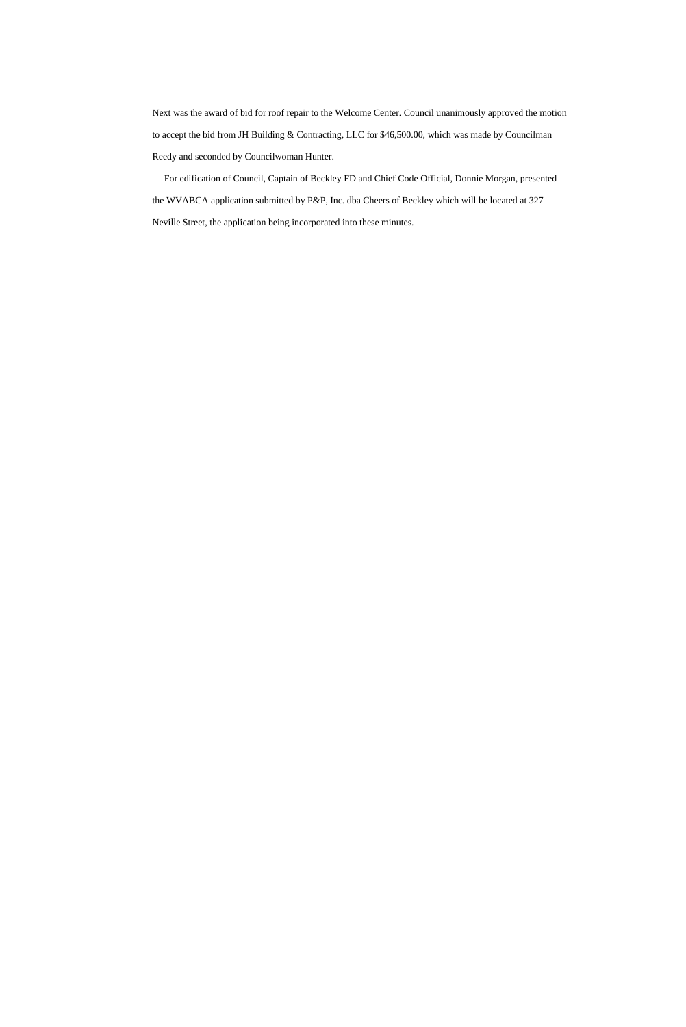Next was the award of bid for roof repair to the Welcome Center. Council unanimously approved the motion to accept the bid from JH Building & Contracting, LLC for $46,500.00, which was made by Councilman Reedy and seconded by Councilwoman Hunter.

For edification of Council, Captain of Beckley FD and Chief Code Official, Donnie Morgan, presented the WVABCA application submitted by P&P, Inc. dba Cheers of Beckley which will be located at 327 Neville Street, the application being incorporated into these minutes.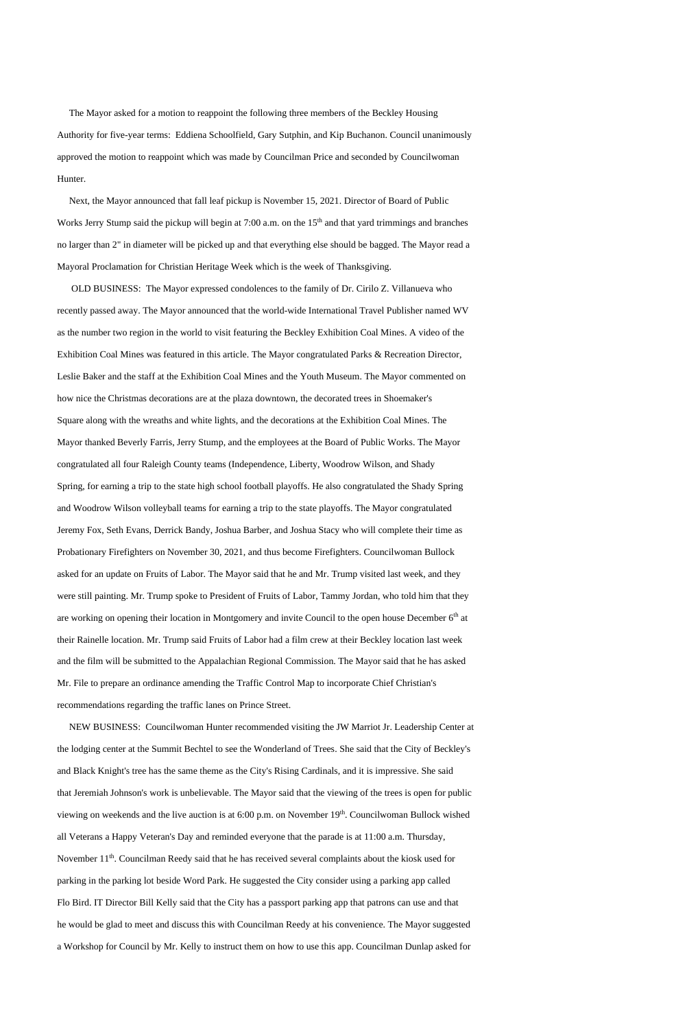The Mayor asked for a motion to reappoint the following three members of the Beckley Housing Authority for five-year terms: Eddiena Schoolfield, Gary Sutphin, and Kip Buchanon. Council unanimously approved the motion to reappoint which was made by Councilman Price and seconded by Councilwoman Hunter.

Next, the Mayor announced that fall leaf pickup is November 15, 2021. Director of Board of Public Works Jerry Stump said the pickup will begin at 7:00 a.m. on the 15th and that yard trimmings and branches no larger than 2" in diameter will be picked up and that everything else should be bagged. The Mayor read a Mayoral Proclamation for Christian Heritage Week which is the week of Thanksgiving.

OLD BUSINESS: The Mayor expressed condolences to the family of Dr. Cirilo Z. Villanueva who recently passed away. The Mayor announced that the world-wide International Travel Publisher named WV as the number two region in the world to visit featuring the Beckley Exhibition Coal Mines. A video of the Exhibition Coal Mines was featured in this article. The Mayor congratulated Parks & Recreation Director, Leslie Baker and the staff at the Exhibition Coal Mines and the Youth Museum. The Mayor commented on how nice the Christmas decorations are at the plaza downtown, the decorated trees in Shoemaker's Square along with the wreaths and white lights, and the decorations at the Exhibition Coal Mines. The Mayor thanked Beverly Farris, Jerry Stump, and the employees at the Board of Public Works. The Mayor congratulated all four Raleigh County teams (Independence, Liberty, Woodrow Wilson, and Shady Spring, for earning a trip to the state high school football playoffs. He also congratulated the Shady Spring and Woodrow Wilson volleyball teams for earning a trip to the state playoffs. The Mayor congratulated Jeremy Fox, Seth Evans, Derrick Bandy, Joshua Barber, and Joshua Stacy who will complete their time as Probationary Firefighters on November 30, 2021, and thus become Firefighters. Councilwoman Bullock asked for an update on Fruits of Labor. The Mayor said that he and Mr. Trump visited last week, and they were still painting. Mr. Trump spoke to President of Fruits of Labor, Tammy Jordan, who told him that they are working on opening their location in Montgomery and invite Council to the open house December 6th at their Rainelle location. Mr. Trump said Fruits of Labor had a film crew at their Beckley location last week and the film will be submitted to the Appalachian Regional Commission. The Mayor said that he has asked Mr. File to prepare an ordinance amending the Traffic Control Map to incorporate Chief Christian's recommendations regarding the traffic lanes on Prince Street.

NEW BUSINESS: Councilwoman Hunter recommended visiting the JW Marriot Jr. Leadership Center at the lodging center at the Summit Bechtel to see the Wonderland of Trees. She said that the City of Beckley's and Black Knight's tree has the same theme as the City's Rising Cardinals, and it is impressive. She said that Jeremiah Johnson's work is unbelievable. The Mayor said that the viewing of the trees is open for public viewing on weekends and the live auction is at 6:00 p.m. on November 19th. Councilwoman Bullock wished all Veterans a Happy Veteran's Day and reminded everyone that the parade is at 11:00 a.m. Thursday, November 11th. Councilman Reedy said that he has received several complaints about the kiosk used for parking in the parking lot beside Word Park. He suggested the City consider using a parking app called Flo Bird. IT Director Bill Kelly said that the City has a passport parking app that patrons can use and that he would be glad to meet and discuss this with Councilman Reedy at his convenience. The Mayor suggested a Workshop for Council by Mr. Kelly to instruct them on how to use this app. Councilman Dunlap asked for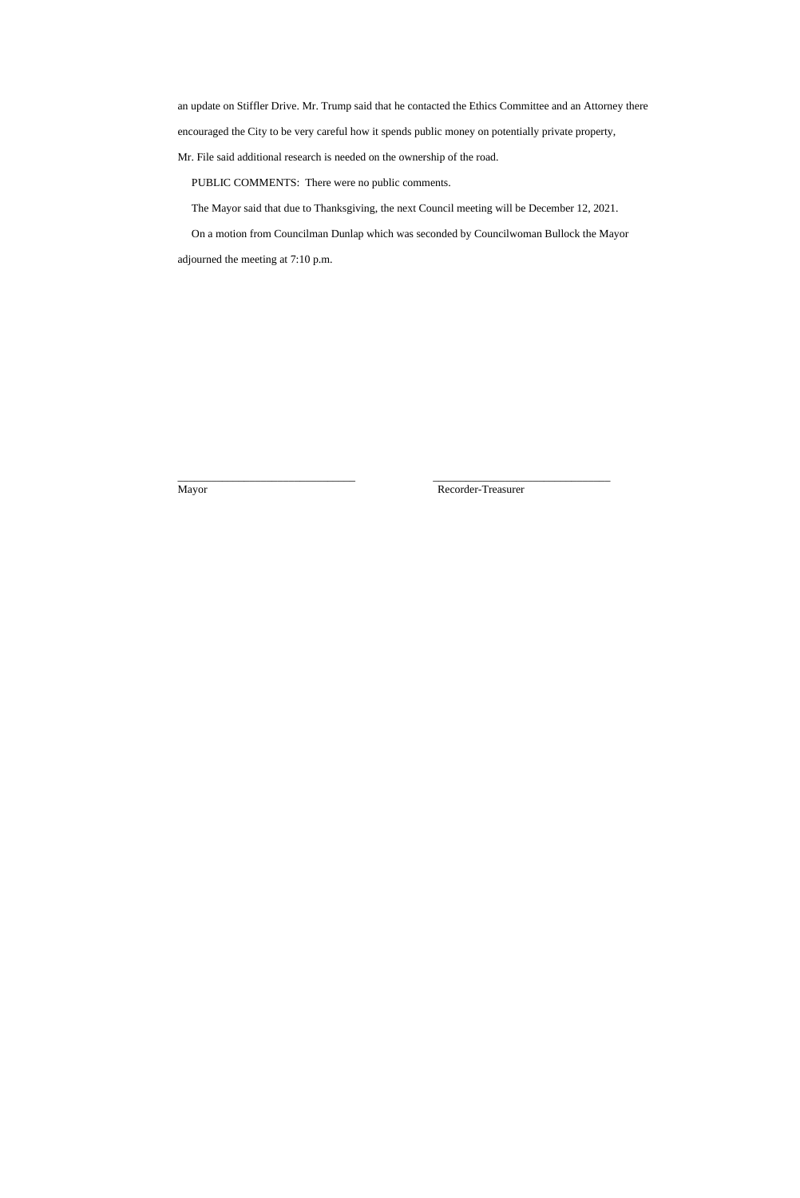an update on Stiffler Drive. Mr. Trump said that he contacted the Ethics Committee and an Attorney there encouraged the City to be very careful how it spends public money on potentially private property, Mr. File said additional research is needed on the ownership of the road.

PUBLIC COMMENTS: There were no public comments.

The Mayor said that due to Thanksgiving, the next Council meeting will be December 12, 2021.

On a motion from Councilman Dunlap which was seconded by Councilwoman Bullock the Mayor adjourned the meeting at 7:10 p.m.

\_\_\_\_\_\_\_\_\_\_\_\_\_\_\_\_\_\_\_\_\_\_\_\_\_\_\_\_\_\_\_\_ Mayor

\_\_\_\_\_\_\_\_\_\_\_\_\_\_\_\_\_\_\_\_\_\_\_\_\_\_\_\_\_\_\_\_ Recorder-Treasurer